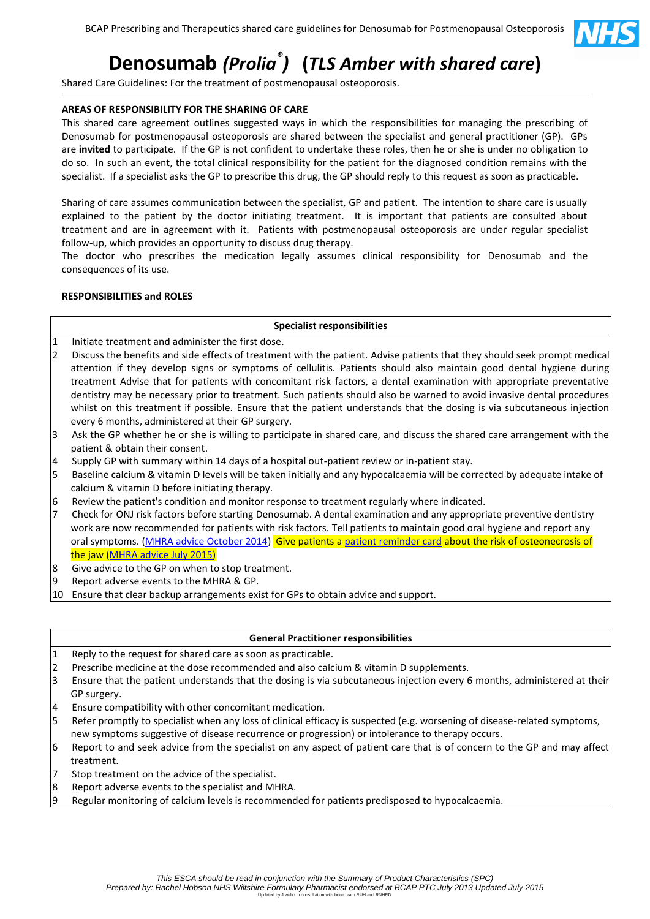# Denosumab *(Prolia®)* (*TLS Amber with shared care*)

Shared Care Guidelines: For the treatment of postmenopausal osteoporosis.

**AREAS OF RESPONSIBILITY FOR THE SHARING OF CARE**

This shared care agreement outlines suggested ways in which the responsibilities for managing the prescribing of Denosumab for postmenopausal osteoporosis are shared between the specialist and general practitioner (GP). GPs are **invited** to participate. If the GP is not confident to undertake these roles, then he or she is under no obligation to do so. In such an event, the total clinical responsibility for the patient for the diagnosed condition remains with the specialist. If a specialist asks the GP to prescribe this drug, the GP should reply to this request as soon as practicable.

Sharing of care assumes communication between the specialist, GP and patient. The intention to share care is usually explained to the patient by the doctor initiating treatment. It is important that patients are consulted about treatment and are in agreement with it. Patients with postmenopausal osteoporosis are under regular specialist follow-up, which provides an opportunity to discuss drug therapy.

The doctor who prescribes the medication legally assumes clinical responsibility for Denosumab and the consequences of its use.

**RESPONSIBILITIES and ROLES**

| | **Specialist responsibilities** |
|---|---|
| 1 | Initiate treatment and administer the first dose. |
| 2 | Discuss the benefits and side effects of treatment with the patient. Advise patients that they should seek prompt medical attention if they develop signs or symptoms of cellulitis. Patients should also maintain good dental hygiene during treatment Advise that for patients with concomitant risk factors, a dental examination with appropriate preventative dentistry may be necessary prior to treatment. Such patients should also be warned to avoid invasive dental procedures whilst on this treatment if possible. Ensure that the patient understands that the dosing is via subcutaneous injection every 6 months, administered at their GP surgery. |
| 3 | Ask the GP whether he or she is willing to participate in shared care, and discuss the shared care arrangement with the patient & obtain their consent. |
| 4 | Supply GP with summary within 14 days of a hospital out-patient review or in-patient stay. |
| 5 | Baseline calcium & vitamin D levels will be taken initially and any hypocalcaemia will be corrected by adequate intake of calcium & vitamin D before initiating therapy. |
| 6 | Review the patient's condition and monitor response to treatment regularly where indicated. |
| 7 | Check for ONJ risk factors before starting Denosumab. A dental examination and any appropriate preventive dentistry work are now recommended for patients with risk factors. Tell patients to maintain good oral hygiene and report any oral symptoms. (MHRA advice October 2014) Give patients a patient reminder card about the risk of osteonecrosis of the jaw (MHRA advice July 2015) |
| 8 | Give advice to the GP on when to stop treatment. |
| 9 | Report adverse events to the MHRA & GP. |
| 10 | Ensure that clear backup arrangements exist for GPs to obtain advice and support. |

| | **General Practitioner responsibilities** |
|---|---|
| 1 | Reply to the request for shared care as soon as practicable. |
| 2 | Prescribe medicine at the dose recommended and also calcium & vitamin D supplements. |
| 3 | Ensure that the patient understands that the dosing is via subcutaneous injection every 6 months, administered at their GP surgery. |
| 4 | Ensure compatibility with other concomitant medication. |
| 5 | Refer promptly to specialist when any loss of clinical efficacy is suspected (e.g. worsening of disease-related symptoms, new symptoms suggestive of disease recurrence or progression) or intolerance to therapy occurs. |
| 6 | Report to and seek advice from the specialist on any aspect of patient care that is of concern to the GP and may affect treatment. |
| 7 | Stop treatment on the advice of the specialist. |
| 8 | Report adverse events to the specialist and MHRA. |
| 9 | Regular monitoring of calcium levels is recommended for patients predisposed to hypocalcaemia. |

*This ESCA should be read in conjunction with the Summary of Product Characteristics (SPC)*
*Prepared by: Rachel Hobson NHS Wiltshire Formulary Pharmacist endorsed at BCAP PTC July 2013 Updated July 2015*
Updated by J webb in consultation with bone team RUH and RNHRD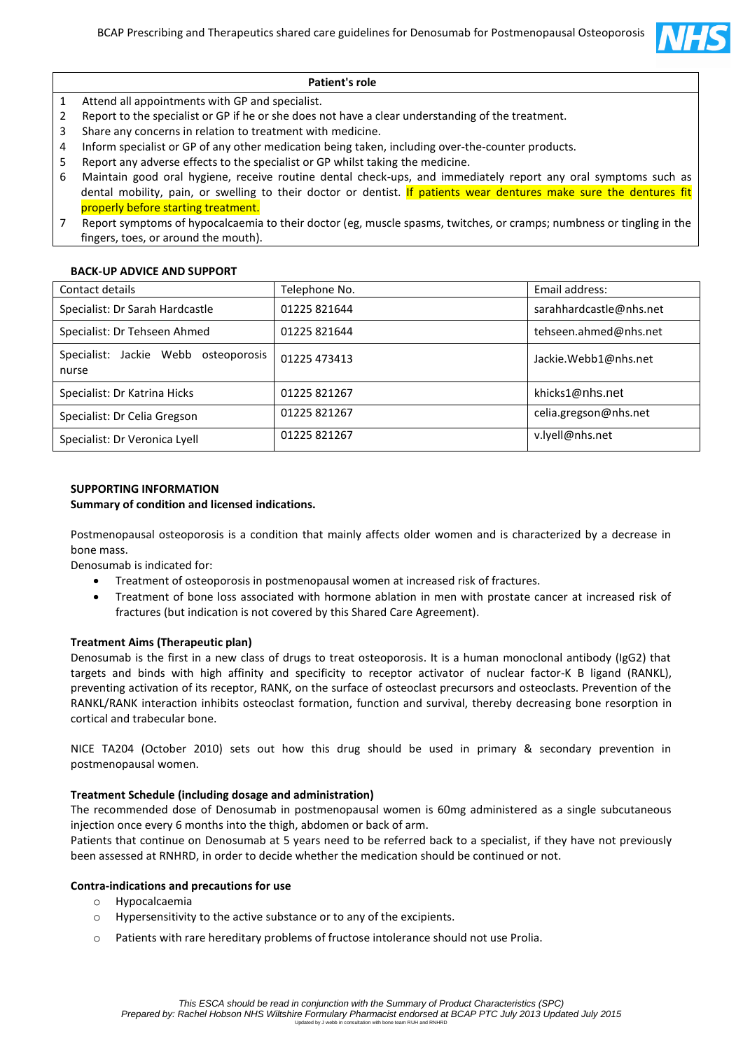| Patient's role |
|---|
| 1 Attend all appointments with GP and specialist. |
| 2 Report to the specialist or GP if he or she does not have a clear understanding of the treatment. |
| 3 Share any concerns in relation to treatment with medicine. |
| 4 Inform specialist or GP of any other medication being taken, including over-the-counter products. |
| 5 Report any adverse effects to the specialist or GP whilst taking the medicine. |
| 6 Maintain good oral hygiene, receive routine dental check-ups, and immediately report any oral symptoms such as dental mobility, pain, or swelling to their doctor or dentist. If patients wear dentures make sure the dentures fit properly before starting treatment. |
| 7 Report symptoms of hypocalcaemia to their doctor (eg, muscle spasms, twitches, or cramps; numbness or tingling in the fingers, toes, or around the mouth). |

**BACK-UP ADVICE AND SUPPORT**

| Contact details | Telephone No. | Email address: |
|---|---|---|
| Specialist: Dr Sarah Hardcastle | 01225 821644 | sarahhardcastle@nhs.net |
| Specialist: Dr Tehseen Ahmed | 01225 821644 | tehseen.ahmed@nhs.net |
| Specialist: Jackie Webb osteoporosis nurse | 01225 473413 | Jackie.Webb1@nhs.net |
| Specialist: Dr Katrina Hicks | 01225 821267 | khicks1@nhs.net |
| Specialist: Dr Celia Gregson | 01225 821267 | celia.gregson@nhs.net |
| Specialist: Dr Veronica Lyell | 01225 821267 | v.lyell@nhs.net |

**SUPPORTING INFORMATION**

**Summary of condition and licensed indications.**

Postmenopausal osteoporosis is a condition that mainly affects older women and is characterized by a decrease in bone mass.

Denosumab is indicated for:

- Treatment of osteoporosis in postmenopausal women at increased risk of fractures.
- Treatment of bone loss associated with hormone ablation in men with prostate cancer at increased risk of fractures (but indication is not covered by this Shared Care Agreement).

**Treatment Aims (Therapeutic plan)**

Denosumab is the first in a new class of drugs to treat osteoporosis. It is a human monoclonal antibody (IgG2) that targets and binds with high affinity and specificity to receptor activator of nuclear factor-K B ligand (RANKL), preventing activation of its receptor, RANK, on the surface of osteoclast precursors and osteoclasts. Prevention of the RANKL/RANK interaction inhibits osteoclast formation, function and survival, thereby decreasing bone resorption in cortical and trabecular bone.

NICE TA204 (October 2010) sets out how this drug should be used in primary & secondary prevention in postmenopausal women.

**Treatment Schedule (including dosage and administration)**

The recommended dose of Denosumab in postmenopausal women is 60mg administered as a single subcutaneous injection once every 6 months into the thigh, abdomen or back of arm.

Patients that continue on Denosumab at 5 years need to be referred back to a specialist, if they have not previously been assessed at RNHRD, in order to decide whether the medication should be continued or not.

**Contra-indications and precautions for use**

- Hypocalcaemia
- Hypersensitivity to the active substance or to any of the excipients.
- Patients with rare hereditary problems of fructose intolerance should not use Prolia.

*This ESCA should be read in conjunction with the Summary of Product Characteristics (SPC)*
*Prepared by: Rachel Hobson NHS Wiltshire Formulary Pharmacist endorsed at BCAP PTC July 2013 Updated July 2015*
*Updated by J webb in consultation with bone team RUH and RNHRD*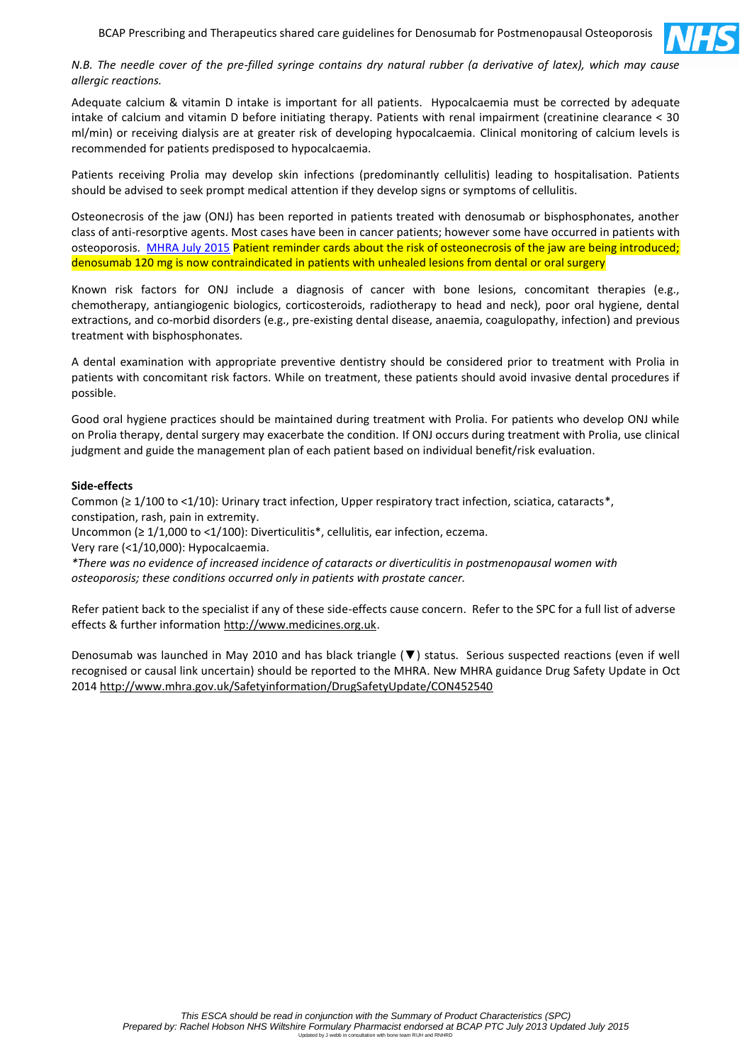*N.B. The needle cover of the pre-filled syringe contains dry natural rubber (a derivative of latex), which may cause allergic reactions.*

Adequate calcium & vitamin D intake is important for all patients. Hypocalcaemia must be corrected by adequate intake of calcium and vitamin D before initiating therapy. Patients with renal impairment (creatinine clearance < 30 ml/min) or receiving dialysis are at greater risk of developing hypocalcaemia. Clinical monitoring of calcium levels is recommended for patients predisposed to hypocalcaemia.

Patients receiving Prolia may develop skin infections (predominantly cellulitis) leading to hospitalisation. Patients should be advised to seek prompt medical attention if they develop signs or symptoms of cellulitis.

Osteonecrosis of the jaw (ONJ) has been reported in patients treated with denosumab or bisphosphonates, another class of anti-resorptive agents. Most cases have been in cancer patients; however some have occurred in patients with osteoporosis. MHRA July 2015 Patient reminder cards about the risk of osteonecrosis of the jaw are being introduced; denosumab 120 mg is now contraindicated in patients with unhealed lesions from dental or oral surgery

Known risk factors for ONJ include a diagnosis of cancer with bone lesions, concomitant therapies (e.g., chemotherapy, antiangiogenic biologics, corticosteroids, radiotherapy to head and neck), poor oral hygiene, dental extractions, and co-morbid disorders (e.g., pre-existing dental disease, anaemia, coagulopathy, infection) and previous treatment with bisphosphonates.

A dental examination with appropriate preventive dentistry should be considered prior to treatment with Prolia in patients with concomitant risk factors. While on treatment, these patients should avoid invasive dental procedures if possible.

Good oral hygiene practices should be maintained during treatment with Prolia. For patients who develop ONJ while on Prolia therapy, dental surgery may exacerbate the condition. If ONJ occurs during treatment with Prolia, use clinical judgment and guide the management plan of each patient based on individual benefit/risk evaluation.

**Side-effects**

Common (≥ 1/100 to <1/10): Urinary tract infection, Upper respiratory tract infection, sciatica, cataracts*, constipation, rash, pain in extremity.

Uncommon (≥ 1/1,000 to <1/100): Diverticulitis*, cellulitis, ear infection, eczema.

Very rare (<1/10,000): Hypocalcaemia.

*\*There was no evidence of increased incidence of cataracts or diverticulitis in postmenopausal women with osteoporosis; these conditions occurred only in patients with prostate cancer.*

Refer patient back to the specialist if any of these side-effects cause concern. Refer to the SPC for a full list of adverse effects & further information http://www.medicines.org.uk.

Denosumab was launched in May 2010 and has black triangle (▼) status. Serious suspected reactions (even if well recognised or causal link uncertain) should be reported to the MHRA. New MHRA guidance Drug Safety Update in Oct 2014 http://www.mhra.gov.uk/Safetyinformation/DrugSafetyUpdate/CON452540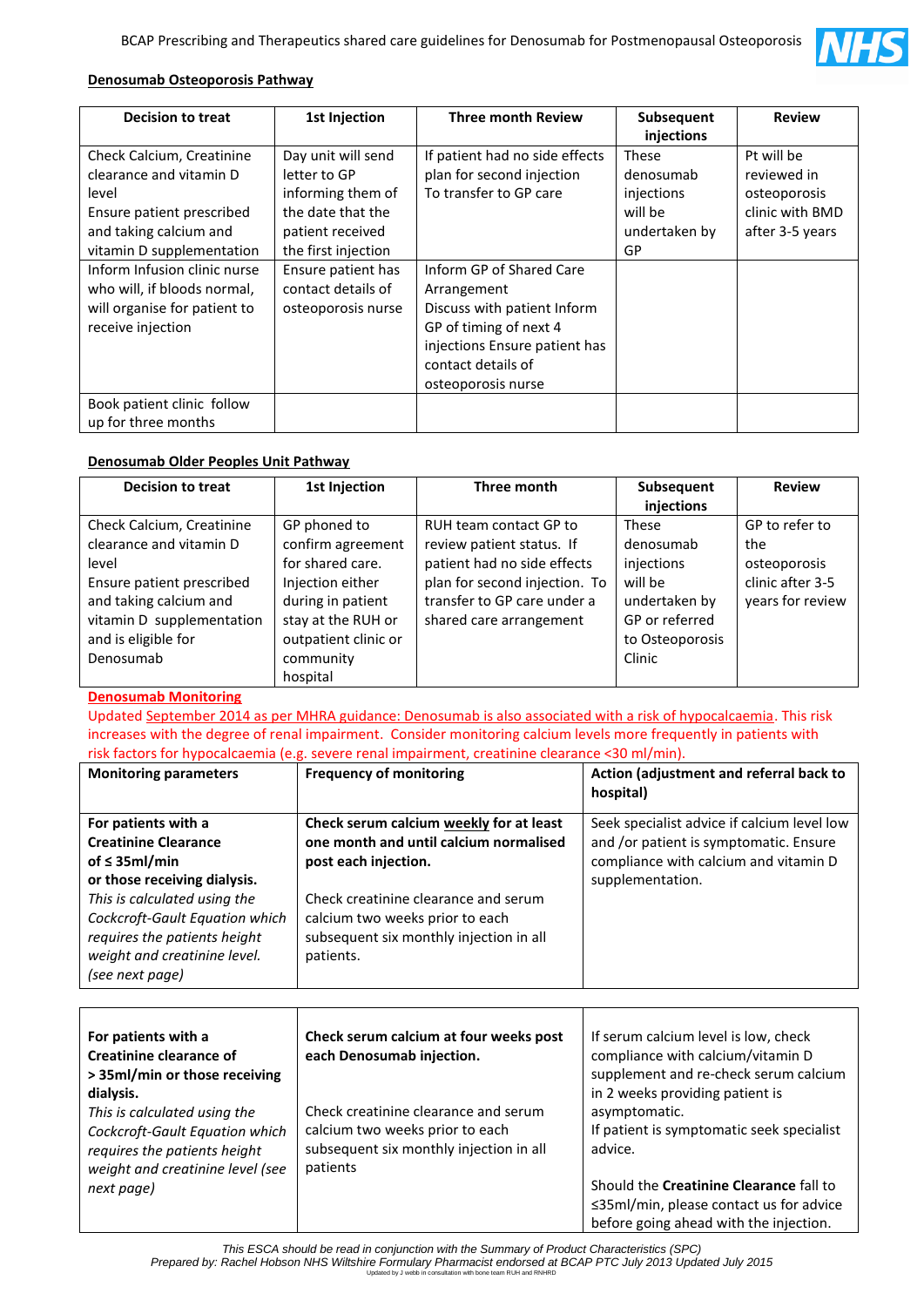## Denosumab Osteoporosis Pathway

| Decision to treat | 1st Injection | Three month Review | Subsequent injections | Review |
|---|---|---|---|---|
| Check Calcium, Creatinine clearance and vitamin D level<br>Ensure patient prescribed and taking calcium and vitamin D supplementation | Day unit will send letter to GP informing them of the date that the patient received the first injection | If patient had no side effects plan for second injection<br>To transfer to GP care | These denosumab injections will be undertaken by GP | Pt will be reviewed in osteoporosis clinic with BMD after 3-5 years |
| Inform Infusion clinic nurse who will, if bloods normal, will organise for patient to receive injection | Ensure patient has contact details of osteoporosis nurse | Inform GP of Shared Care Arrangement<br>Discuss with patient Inform GP of timing of next 4 injections Ensure patient has contact details of osteoporosis nurse | | |
| Book patient clinic follow up for three months | | | | |

## Denosumab Older Peoples Unit Pathway

| Decision to treat | 1st Injection | Three month | Subsequent injections | Review |
|---|---|---|---|---|
| Check Calcium, Creatinine clearance and vitamin D level<br>Ensure patient prescribed and taking calcium and vitamin D supplementation and is eligible for Denosumab | GP phoned to confirm agreement for shared care. Injection either during in patient stay at the RUH or outpatient clinic or community hospital | RUH team contact GP to review patient status. If patient had no side effects plan for second injection. To transfer to GP care under a shared care arrangement | These denosumab injections will be undertaken by GP or referred to Osteoporosis Clinic | GP to refer to the osteoporosis clinic after 3-5 years for review |

## Denosumab Monitoring

Updated September 2014 as per MHRA guidance: Denosumab is also associated with a risk of hypocalcaemia. This risk increases with the degree of renal impairment. Consider monitoring calcium levels more frequently in patients with risk factors for hypocalcaemia (e.g. severe renal impairment, creatinine clearance <30 ml/min).

| Monitoring parameters | Frequency of monitoring | Action (adjustment and referral back to hospital) |
|---|---|---|
| **For patients with a Creatinine Clearance of ≤ 35ml/min or those receiving dialysis.**<br>*This is calculated using the Cockcroft-Gault Equation which requires the patients height weight and creatinine level. (see next page)* | **Check serum calcium weekly for at least one month and until calcium normalised post each injection.**<br><br>Check creatinine clearance and serum calcium two weeks prior to each subsequent six monthly injection in all patients. | Seek specialist advice if calcium level low and /or patient is symptomatic. Ensure compliance with calcium and vitamin D supplementation. |
| **For patients with a Creatinine clearance of > 35ml/min or those receiving dialysis.**<br>*This is calculated using the Cockcroft-Gault Equation which requires the patients height weight and creatinine level (see next page)* | **Check serum calcium at four weeks post each Denosumab injection.**<br><br>Check creatinine clearance and serum calcium two weeks prior to each subsequent six monthly injection in all patients | If serum calcium level is low, check compliance with calcium/vitamin D supplement and re-check serum calcium in 2 weeks providing patient is asymptomatic.<br>If patient is symptomatic seek specialist advice.<br><br>Should the **Creatinine Clearance** fall to ≤35ml/min, please contact us for advice before going ahead with the injection. |

*This ESCA should be read in conjunction with the Summary of Product Characteristics (SPC)*
*Prepared by: Rachel Hobson NHS Wiltshire Formulary Pharmacist endorsed at BCAP PTC July 2013 Updated July 2015*
Updated by J webb in consultation with bone team RUH and RNHRD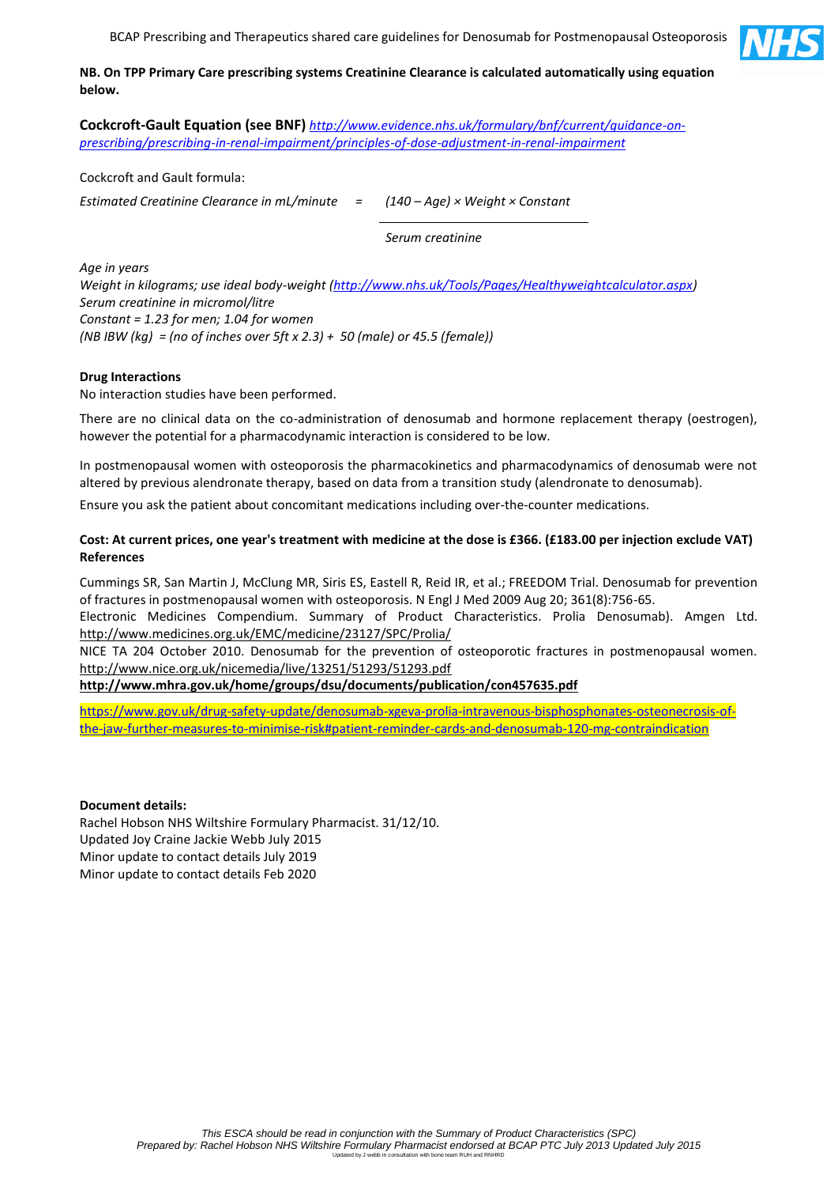**NB. On TPP Primary Care prescribing systems Creatinine Clearance is calculated automatically using equation below.**

**Cockcroft-Gault Equation (see BNF)** *http://www.evidence.nhs.uk/formulary/bnf/current/guidance-on-prescribing/prescribing-in-renal-impairment/principles-of-dose-adjustment-in-renal-impairment*

Cockcroft and Gault formula:

$$\text{Estimated Creatinine Clearance in mL/minute} = \frac{(140 - \text{Age}) \times \text{Weight} \times \text{Constant}}{\text{Serum creatinine}}$$

*Age in years*
*Weight in kilograms; use ideal body-weight (http://www.nhs.uk/Tools/Pages/Healthyweightcalculator.aspx)*
*Serum creatinine in micromol/litre*
*Constant = 1.23 for men; 1.04 for women*
*(NB IBW (kg) = (no of inches over 5ft x 2.3) + 50 (male) or 45.5 (female))*

**Drug Interactions**

No interaction studies have been performed.

There are no clinical data on the co-administration of denosumab and hormone replacement therapy (oestrogen), however the potential for a pharmacodynamic interaction is considered to be low.

In postmenopausal women with osteoporosis the pharmacokinetics and pharmacodynamics of denosumab were not altered by previous alendronate therapy, based on data from a transition study (alendronate to denosumab).

Ensure you ask the patient about concomitant medications including over-the-counter medications.

**Cost: At current prices, one year's treatment with medicine at the dose is £366. (£183.00 per injection exclude VAT)**

**References**

Cummings SR, San Martin J, McClung MR, Siris ES, Eastell R, Reid IR, et al.; FREEDOM Trial. Denosumab for prevention of fractures in postmenopausal women with osteoporosis. N Engl J Med 2009 Aug 20; 361(8):756-65.

Electronic Medicines Compendium. Summary of Product Characteristics. Prolia Denosumab). Amgen Ltd. http://www.medicines.org.uk/EMC/medicine/23127/SPC/Prolia/

NICE TA 204 October 2010. Denosumab for the prevention of osteoporotic fractures in postmenopausal women. http://www.nice.org.uk/nicemedia/live/13251/51293/51293.pdf

**http://www.mhra.gov.uk/home/groups/dsu/documents/publication/con457635.pdf**

https://www.gov.uk/drug-safety-update/denosumab-xgeva-prolia-intravenous-bisphosphonates-osteonecrosis-of-the-jaw-further-measures-to-minimise-risk#patient-reminder-cards-and-denosumab-120-mg-contraindication

**Document details:**

Rachel Hobson NHS Wiltshire Formulary Pharmacist. 31/12/10.
Updated Joy Craine Jackie Webb July 2015
Minor update to contact details July 2019
Minor update to contact details Feb 2020